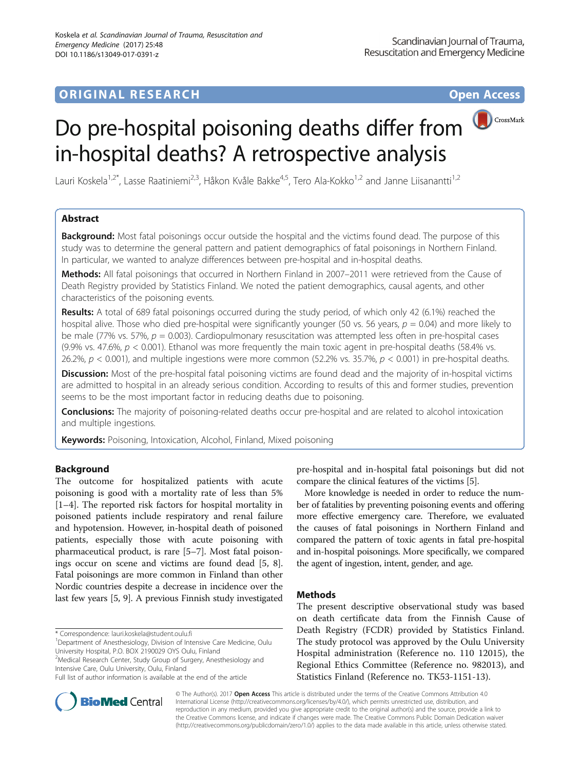ORIGINAL RESEARCH

Open Access

# Do pre-hospital poisoning deaths differ from in-hospital deaths? A retrospective analysis

Lauri Koskela[1,2*], Lasse Raatiniemi[2,3], Håkon Kvåle Bakke[4,5], Tero Ala-Kokko[1,2] and Janne Liisanantti[1,2]

## Abstract

**Background:** Most fatal poisonings occur outside the hospital and the victims found dead. The purpose of this study was to determine the general pattern and patient demographics of fatal poisonings in Northern Finland. In particular, we wanted to analyze differences between pre-hospital and in-hospital deaths.

**Methods:** All fatal poisonings that occurred in Northern Finland in 2007–2011 were retrieved from the Cause of Death Registry provided by Statistics Finland. We noted the patient demographics, causal agents, and other characteristics of the poisoning events.

**Results:** A total of 689 fatal poisonings occurred during the study period, of which only 42 (6.1%) reached the hospital alive. Those who died pre-hospital were significantly younger (50 vs. 56 years, $p = 0.04$) and more likely to be male (77% vs. 57%, $p = 0.003$). Cardiopulmonary resuscitation was attempted less often in pre-hospital cases (9.9% vs. 47.6%, $p < 0.001$). Ethanol was more frequently the main toxic agent in pre-hospital deaths (58.4% vs. 26.2%, $p < 0.001$), and multiple ingestions were more common (52.2% vs. 35.7%, $p < 0.001$) in pre-hospital deaths.

**Discussion:** Most of the pre-hospital fatal poisoning victims are found dead and the majority of in-hospital victims are admitted to hospital in an already serious condition. According to results of this and former studies, prevention seems to be the most important factor in reducing deaths due to poisoning.

**Conclusions:** The majority of poisoning-related deaths occur pre-hospital and are related to alcohol intoxication and multiple ingestions.

**Keywords:** Poisoning, Intoxication, Alcohol, Finland, Mixed poisoning

## Background

The outcome for hospitalized patients with acute poisoning is good with a mortality rate of less than 5% [1–4]. The reported risk factors for hospital mortality in poisoned patients include respiratory and renal failure and hypotension. However, in-hospital death of poisoned patients, especially those with acute poisoning with pharmaceutical product, is rare [5–7]. Most fatal poisonings occur on scene and victims are found dead [5, 8]. Fatal poisonings are more common in Finland than other Nordic countries despite a decrease in incidence over the last few years [5, 9]. A previous Finnish study investigated pre-hospital and in-hospital fatal poisonings but did not compare the clinical features of the victims [5].

More knowledge is needed in order to reduce the number of fatalities by preventing poisoning events and offering more effective emergency care. Therefore, we evaluated the causes of fatal poisonings in Northern Finland and compared the pattern of toxic agents in fatal pre-hospital and in-hospital poisonings. More specifically, we compared the agent of ingestion, intent, gender, and age.

## Methods

The present descriptive observational study was based on death certificate data from the Finnish Cause of Death Registry (FCDR) provided by Statistics Finland. The study protocol was approved by the Oulu University Hospital administration (Reference no. 110 12015), the Regional Ethics Committee (Reference no. 982013), and Statistics Finland (Reference no. TK53-1151-13).

\* Correspondence: lauri.koskela@student.oulu.fi
[1]Department of Anesthesiology, Division of Intensive Care Medicine, Oulu University Hospital, P.O. BOX 2190029 OYS Oulu, Finland
[2]Medical Research Center, Study Group of Surgery, Anesthesiology and Intensive Care, Oulu University, Oulu, Finland
Full list of author information is available at the end of the article

© The Author(s). 2017 **Open Access** This article is distributed under the terms of the Creative Commons Attribution 4.0 International License (http://creativecommons.org/licenses/by/4.0/), which permits unrestricted use, distribution, and reproduction in any medium, provided you give appropriate credit to the original author(s) and the source, provide a link to the Creative Commons license, and indicate if changes were made. The Creative Commons Public Domain Dedication waiver (http://creativecommons.org/publicdomain/zero/1.0/) applies to the data made available in this article, unless otherwise stated.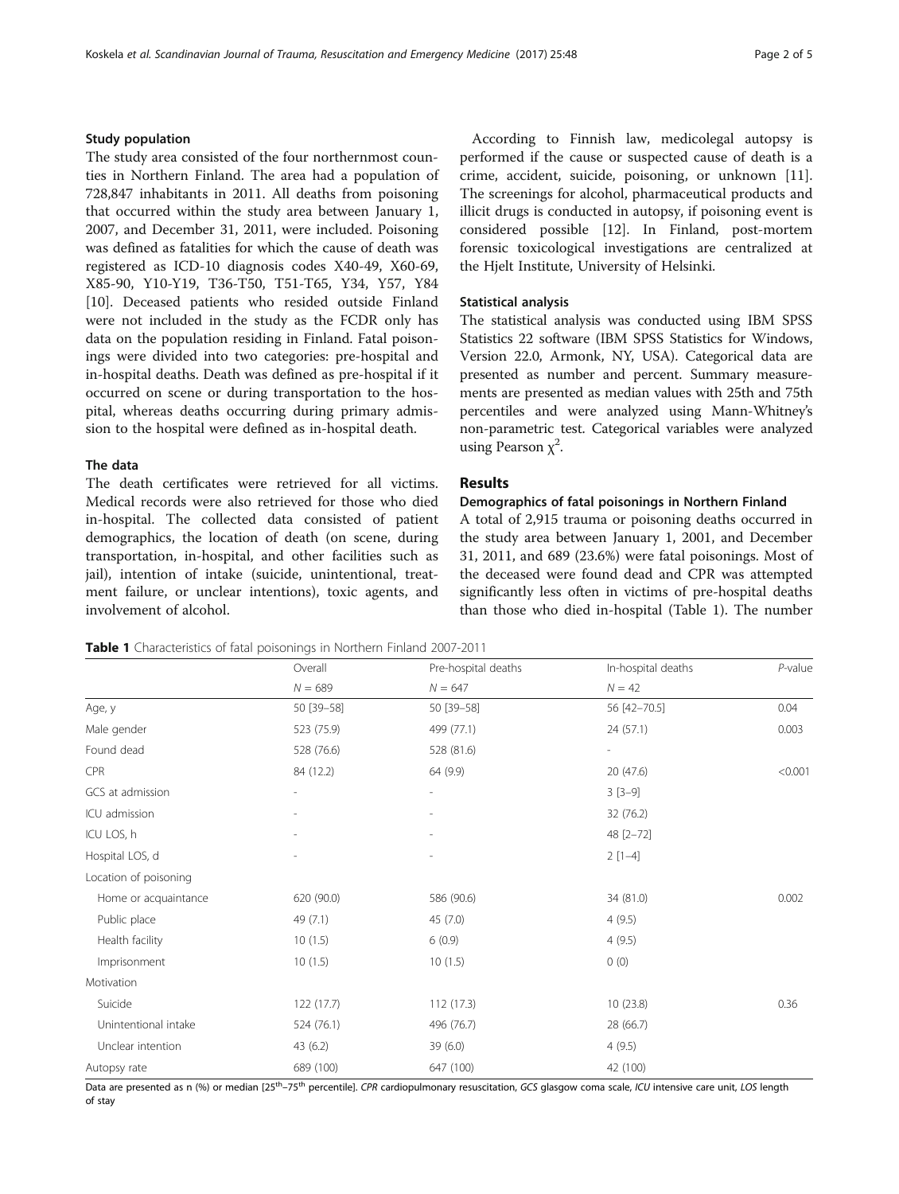### Study population

The study area consisted of the four northernmost counties in Northern Finland. The area had a population of 728,847 inhabitants in 2011. All deaths from poisoning that occurred within the study area between January 1, 2007, and December 31, 2011, were included. Poisoning was defined as fatalities for which the cause of death was registered as ICD-10 diagnosis codes X40-49, X60-69, X85-90, Y10-Y19, T36-T50, T51-T65, Y34, Y57, Y84 [10]. Deceased patients who resided outside Finland were not included in the study as the FCDR only has data on the population residing in Finland. Fatal poisonings were divided into two categories: pre-hospital and in-hospital deaths. Death was defined as pre-hospital if it occurred on scene or during transportation to the hospital, whereas deaths occurring during primary admission to the hospital were defined as in-hospital death.

### The data

The death certificates were retrieved for all victims. Medical records were also retrieved for those who died in-hospital. The collected data consisted of patient demographics, the location of death (on scene, during transportation, in-hospital, and other facilities such as jail), intention of intake (suicide, unintentional, treatment failure, or unclear intentions), toxic agents, and involvement of alcohol.

According to Finnish law, medicolegal autopsy is performed if the cause or suspected cause of death is a crime, accident, suicide, poisoning, or unknown [11]. The screenings for alcohol, pharmaceutical products and illicit drugs is conducted in autopsy, if poisoning event is considered possible [12]. In Finland, post-mortem forensic toxicological investigations are centralized at the Hjelt Institute, University of Helsinki.

### Statistical analysis

The statistical analysis was conducted using IBM SPSS Statistics 22 software (IBM SPSS Statistics for Windows, Version 22.0, Armonk, NY, USA). Categorical data are presented as number and percent. Summary measurements are presented as median values with 25th and 75th percentiles and were analyzed using Mann-Whitney's non-parametric test. Categorical variables were analyzed using Pearson $\chi^2$.

## Results

### Demographics of fatal poisonings in Northern Finland

A total of 2,915 trauma or poisoning deaths occurred in the study area between January 1, 2001, and December 31, 2011, and 689 (23.6%) were fatal poisonings. Most of the deceased were found dead and CPR was attempted significantly less often in victims of pre-hospital deaths than those who died in-hospital (Table 1). The number

**Table 1** Characteristics of fatal poisonings in Northern Finland 2007-2011

| | Overall | Pre-hospital deaths | In-hospital deaths | *P*-value |
|---|---|---|---|---|
| | *N* = 689 | *N* = 647 | *N* = 42 | |
| Age, y | 50 [39–58] | 50 [39–58] | 56 [42–70.5] | 0.04 |
| Male gender | 523 (75.9) | 499 (77.1) | 24 (57.1) | 0.003 |
| Found dead | 528 (76.6) | 528 (81.6) | - | |
| CPR | 84 (12.2) | 64 (9.9) | 20 (47.6) | <0.001 |
| GCS at admission | - | - | 3 [3–9] | |
| ICU admission | - | - | 32 (76.2) | |
| ICU LOS, h | - | - | 48 [2–72] | |
| Hospital LOS, d | - | - | 2 [1–4] | |
| Location of poisoning | | | | |
| Home or acquaintance | 620 (90.0) | 586 (90.6) | 34 (81.0) | 0.002 |
| Public place | 49 (7.1) | 45 (7.0) | 4 (9.5) | |
| Health facility | 10 (1.5) | 6 (0.9) | 4 (9.5) | |
| Imprisonment | 10 (1.5) | 10 (1.5) | 0 (0) | |
| Motivation | | | | |
| Suicide | 122 (17.7) | 112 (17.3) | 10 (23.8) | 0.36 |
| Unintentional intake | 524 (76.1) | 496 (76.7) | 28 (66.7) | |
| Unclear intention | 43 (6.2) | 39 (6.0) | 4 (9.5) | |
| Autopsy rate | 689 (100) | 647 (100) | 42 (100) | |

Data are presented as n (%) or median [25th–75th percentile]. *CPR* cardiopulmonary resuscitation, *GCS* glasgow coma scale, *ICU* intensive care unit, *LOS* length of stay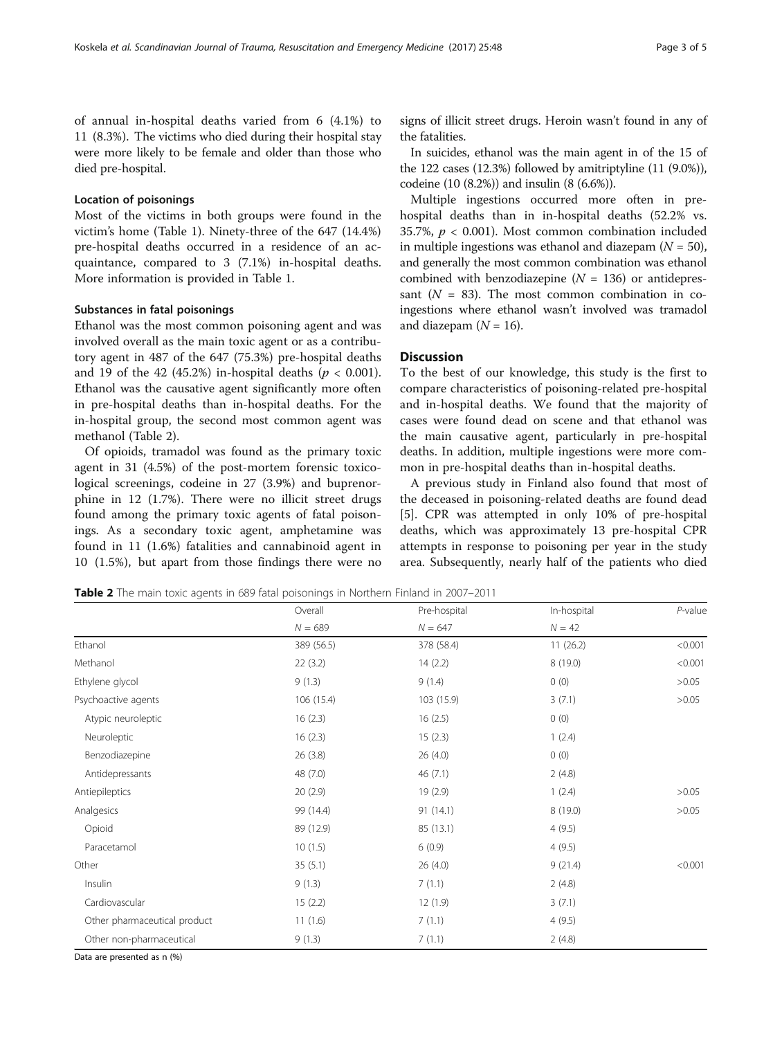of annual in-hospital deaths varied from 6 (4.1%) to 11 (8.3%). The victims who died during their hospital stay were more likely to be female and older than those who died pre-hospital.

### Location of poisonings

Most of the victims in both groups were found in the victim's home (Table 1). Ninety-three of the 647 (14.4%) pre-hospital deaths occurred in a residence of an acquaintance, compared to 3 (7.1%) in-hospital deaths. More information is provided in Table 1.

### Substances in fatal poisonings

Ethanol was the most common poisoning agent and was involved overall as the main toxic agent or as a contributory agent in 487 of the 647 (75.3%) pre-hospital deaths and 19 of the 42 (45.2%) in-hospital deaths ($p < 0.001$). Ethanol was the causative agent significantly more often in pre-hospital deaths than in-hospital deaths. For the in-hospital group, the second most common agent was methanol (Table 2).

Of opioids, tramadol was found as the primary toxic agent in 31 (4.5%) of the post-mortem forensic toxicological screenings, codeine in 27 (3.9%) and buprenorphine in 12 (1.7%). There were no illicit street drugs found among the primary toxic agents of fatal poisonings. As a secondary toxic agent, amphetamine was found in 11 (1.6%) fatalities and cannabinoid agent in 10 (1.5%), but apart from those findings there were no signs of illicit street drugs. Heroin wasn't found in any of the fatalities.

In suicides, ethanol was the main agent in of the 15 of the 122 cases (12.3%) followed by amitriptyline (11 (9.0%)), codeine (10 (8.2%)) and insulin (8 (6.6%)).

Multiple ingestions occurred more often in pre-hospital deaths than in in-hospital deaths (52.2% vs. 35.7%, $p < 0.001$). Most common combination included in multiple ingestions was ethanol and diazepam ($N = 50$), and generally the most common combination was ethanol combined with benzodiazepine ($N = 136$) or antidepressant ($N = 83$). The most common combination in co-ingestions where ethanol wasn't involved was tramadol and diazepam ($N = 16$).

## Discussion

To the best of our knowledge, this study is the first to compare characteristics of poisoning-related pre-hospital and in-hospital deaths. We found that the majority of cases were found dead on scene and that ethanol was the main causative agent, particularly in pre-hospital deaths. In addition, multiple ingestions were more common in pre-hospital deaths than in-hospital deaths.

A previous study in Finland also found that most of the deceased in poisoning-related deaths are found dead [5]. CPR was attempted in only 10% of pre-hospital deaths, which was approximately 13 pre-hospital CPR attempts in response to poisoning per year in the study area. Subsequently, nearly half of the patients who died

**Table 2** The main toxic agents in 689 fatal poisonings in Northern Finland in 2007–2011

| | Overall | Pre-hospital | In-hospital | *P*-value |
|---|---|---|---|---|
| | $N = 689$ | $N = 647$ | $N = 42$ | |
| Ethanol | 389 (56.5) | 378 (58.4) | 11 (26.2) | <0.001 |
| Methanol | 22 (3.2) | 14 (2.2) | 8 (19.0) | <0.001 |
| Ethylene glycol | 9 (1.3) | 9 (1.4) | 0 (0) | >0.05 |
| Psychoactive agents | 106 (15.4) | 103 (15.9) | 3 (7.1) | >0.05 |
| Atypic neuroleptic | 16 (2.3) | 16 (2.5) | 0 (0) | |
| Neuroleptic | 16 (2.3) | 15 (2.3) | 1 (2.4) | |
| Benzodiazepine | 26 (3.8) | 26 (4.0) | 0 (0) | |
| Antidepressants | 48 (7.0) | 46 (7.1) | 2 (4.8) | |
| Antiepileptics | 20 (2.9) | 19 (2.9) | 1 (2.4) | >0.05 |
| Analgesics | 99 (14.4) | 91 (14.1) | 8 (19.0) | >0.05 |
| Opioid | 89 (12.9) | 85 (13.1) | 4 (9.5) | |
| Paracetamol | 10 (1.5) | 6 (0.9) | 4 (9.5) | |
| Other | 35 (5.1) | 26 (4.0) | 9 (21.4) | <0.001 |
| Insulin | 9 (1.3) | 7 (1.1) | 2 (4.8) | |
| Cardiovascular | 15 (2.2) | 12 (1.9) | 3 (7.1) | |
| Other pharmaceutical product | 11 (1.6) | 7 (1.1) | 4 (9.5) | |
| Other non-pharmaceutical | 9 (1.3) | 7 (1.1) | 2 (4.8) | |

Data are presented as n (%)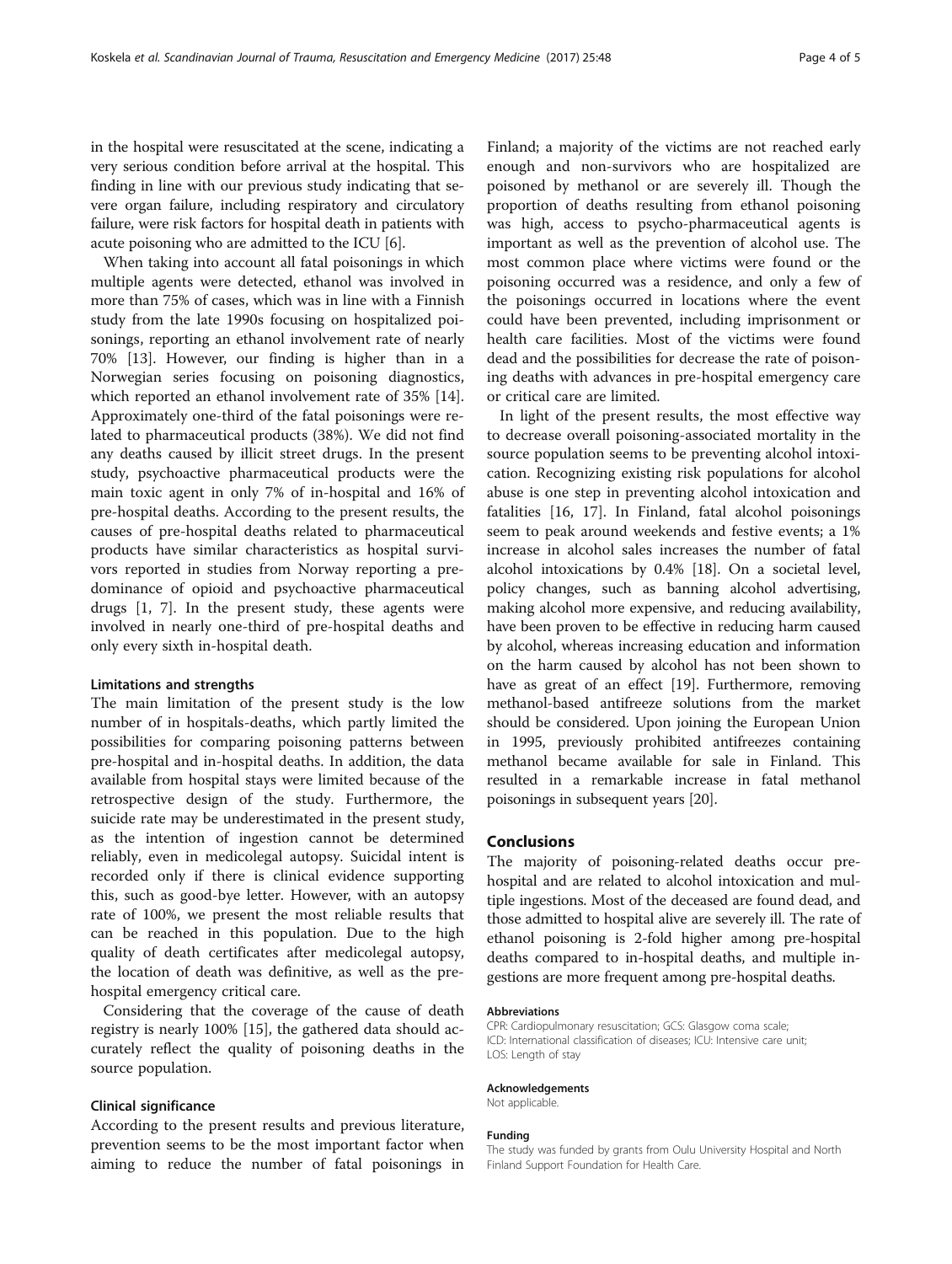in the hospital were resuscitated at the scene, indicating a very serious condition before arrival at the hospital. This finding in line with our previous study indicating that severe organ failure, including respiratory and circulatory failure, were risk factors for hospital death in patients with acute poisoning who are admitted to the ICU [6].

When taking into account all fatal poisonings in which multiple agents were detected, ethanol was involved in more than 75% of cases, which was in line with a Finnish study from the late 1990s focusing on hospitalized poisonings, reporting an ethanol involvement rate of nearly 70% [13]. However, our finding is higher than in a Norwegian series focusing on poisoning diagnostics, which reported an ethanol involvement rate of 35% [14]. Approximately one-third of the fatal poisonings were related to pharmaceutical products (38%). We did not find any deaths caused by illicit street drugs. In the present study, psychoactive pharmaceutical products were the main toxic agent in only 7% of in-hospital and 16% of pre-hospital deaths. According to the present results, the causes of pre-hospital deaths related to pharmaceutical products have similar characteristics as hospital survivors reported in studies from Norway reporting a predominance of opioid and psychoactive pharmaceutical drugs [1, 7]. In the present study, these agents were involved in nearly one-third of pre-hospital deaths and only every sixth in-hospital death.

### Limitations and strengths

The main limitation of the present study is the low number of in hospitals-deaths, which partly limited the possibilities for comparing poisoning patterns between pre-hospital and in-hospital deaths. In addition, the data available from hospital stays were limited because of the retrospective design of the study. Furthermore, the suicide rate may be underestimated in the present study, as the intention of ingestion cannot be determined reliably, even in medicolegal autopsy. Suicidal intent is recorded only if there is clinical evidence supporting this, such as good-bye letter. However, with an autopsy rate of 100%, we present the most reliable results that can be reached in this population. Due to the high quality of death certificates after medicolegal autopsy, the location of death was definitive, as well as the pre-hospital emergency critical care.

Considering that the coverage of the cause of death registry is nearly 100% [15], the gathered data should accurately reflect the quality of poisoning deaths in the source population.

### Clinical significance

According to the present results and previous literature, prevention seems to be the most important factor when aiming to reduce the number of fatal poisonings in Finland; a majority of the victims are not reached early enough and non-survivors who are hospitalized are poisoned by methanol or are severely ill. Though the proportion of deaths resulting from ethanol poisoning was high, access to psycho-pharmaceutical agents is important as well as the prevention of alcohol use. The most common place where victims were found or the poisoning occurred was a residence, and only a few of the poisonings occurred in locations where the event could have been prevented, including imprisonment or health care facilities. Most of the victims were found dead and the possibilities for decrease the rate of poisoning deaths with advances in pre-hospital emergency care or critical care are limited.

In light of the present results, the most effective way to decrease overall poisoning-associated mortality in the source population seems to be preventing alcohol intoxication. Recognizing existing risk populations for alcohol abuse is one step in preventing alcohol intoxication and fatalities [16, 17]. In Finland, fatal alcohol poisonings seem to peak around weekends and festive events; a 1% increase in alcohol sales increases the number of fatal alcohol intoxications by 0.4% [18]. On a societal level, policy changes, such as banning alcohol advertising, making alcohol more expensive, and reducing availability, have been proven to be effective in reducing harm caused by alcohol, whereas increasing education and information on the harm caused by alcohol has not been shown to have as great of an effect [19]. Furthermore, removing methanol-based antifreeze solutions from the market should be considered. Upon joining the European Union in 1995, previously prohibited antifreezes containing methanol became available for sale in Finland. This resulted in a remarkable increase in fatal methanol poisonings in subsequent years [20].

## Conclusions

The majority of poisoning-related deaths occur pre-hospital and are related to alcohol intoxication and multiple ingestions. Most of the deceased are found dead, and those admitted to hospital alive are severely ill. The rate of ethanol poisoning is 2-fold higher among pre-hospital deaths compared to in-hospital deaths, and multiple ingestions are more frequent among pre-hospital deaths.

#### Abbreviations

CPR: Cardiopulmonary resuscitation; GCS: Glasgow coma scale; ICD: International classification of diseases; ICU: Intensive care unit; LOS: Length of stay

#### Acknowledgements

Not applicable.

#### Funding

The study was funded by grants from Oulu University Hospital and North Finland Support Foundation for Health Care.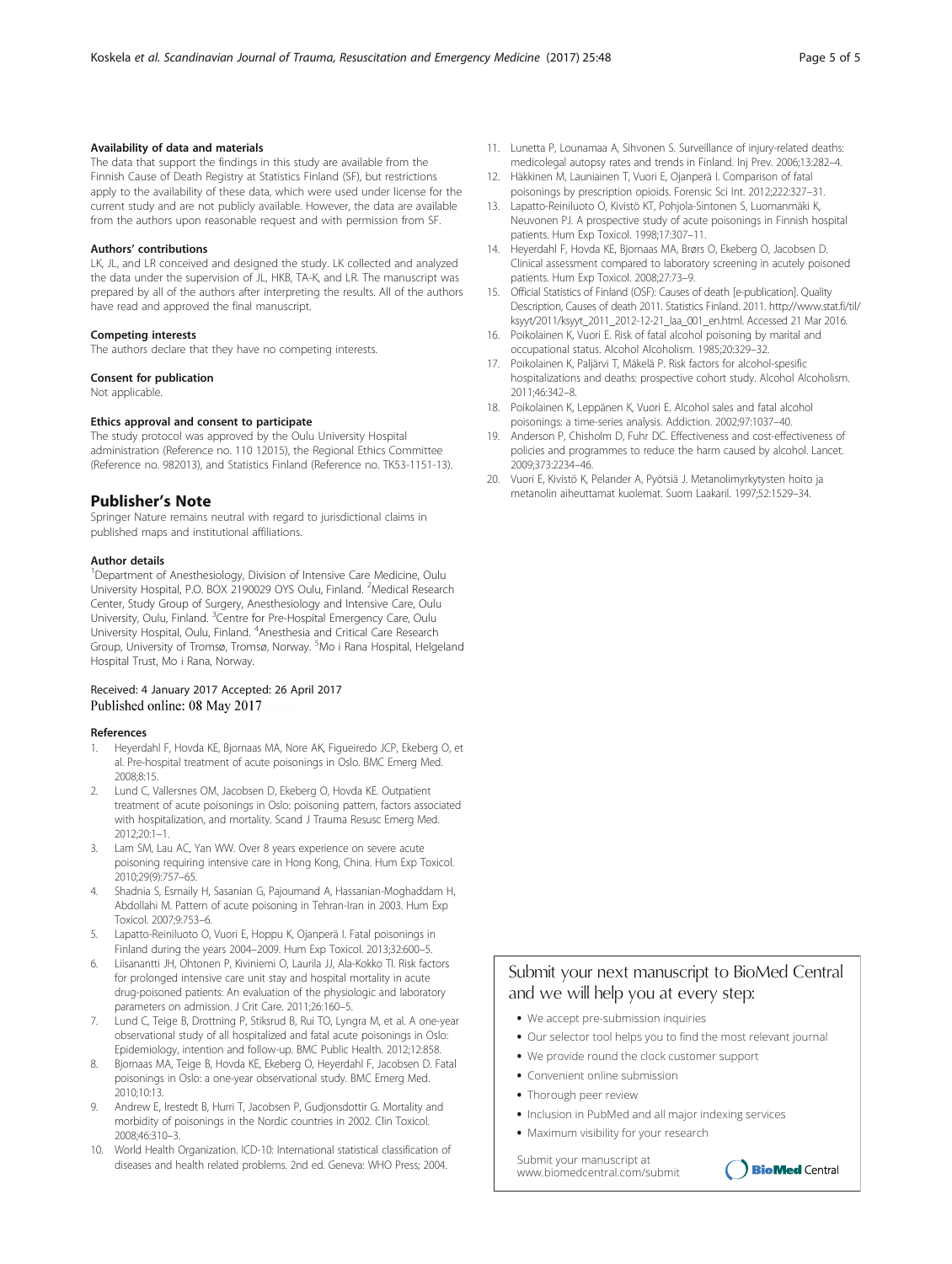#### Availability of data and materials

The data that support the findings in this study are available from the Finnish Cause of Death Registry at Statistics Finland (SF), but restrictions apply to the availability of these data, which were used under license for the current study and are not publicly available. However, the data are available from the authors upon reasonable request and with permission from SF.

#### Authors' contributions

LK, JL, and LR conceived and designed the study. LK collected and analyzed the data under the supervision of JL, HKB, TA-K, and LR. The manuscript was prepared by all of the authors after interpreting the results. All of the authors have read and approved the final manuscript.

#### Competing interests

The authors declare that they have no competing interests.

#### Consent for publication

Not applicable.

#### Ethics approval and consent to participate

The study protocol was approved by the Oulu University Hospital administration (Reference no. 110 12015), the Regional Ethics Committee (Reference no. 982013), and Statistics Finland (Reference no. TK53-1151-13).

## Publisher's Note

Springer Nature remains neutral with regard to jurisdictional claims in published maps and institutional affiliations.

#### Author details

[1]Department of Anesthesiology, Division of Intensive Care Medicine, Oulu University Hospital, P.O. BOX 2190029 OYS Oulu, Finland. [2]Medical Research Center, Study Group of Surgery, Anesthesiology and Intensive Care, Oulu University, Oulu, Finland. [3]Centre for Pre-Hospital Emergency Care, Oulu University Hospital, Oulu, Finland. [4]Anesthesia and Critical Care Research Group, University of Tromsø, Tromsø, Norway. [5]Mo i Rana Hospital, Helgeland Hospital Trust, Mo i Rana, Norway.

Received: 4 January 2017 Accepted: 26 April 2017
Published online: 08 May 2017

#### References

1. Heyerdahl F, Hovda KE, Bjornaas MA, Nore AK, Figueiredo JCP, Ekeberg O, et al. Pre-hospital treatment of acute poisonings in Oslo. BMC Emerg Med. 2008;8:15.
2. Lund C, Vallersnes OM, Jacobsen D, Ekeberg O, Hovda KE. Outpatient treatment of acute poisonings in Oslo: poisoning pattern, factors associated with hospitalization, and mortality. Scand J Trauma Resusc Emerg Med. 2012;20:1–1.
3. Lam SM, Lau AC, Yan WW. Over 8 years experience on severe acute poisoning requiring intensive care in Hong Kong, China. Hum Exp Toxicol. 2010;29(9):757–65.
4. Shadnia S, Esmaily H, Sasanian G, Pajoumand A, Hassanian-Moghaddam H, Abdollahi M. Pattern of acute poisoning in Tehran-Iran in 2003. Hum Exp Toxicol. 2007;9:753–6.
5. Lapatto-Reiniluoto O, Vuori E, Hoppu K, Ojanperä I. Fatal poisonings in Finland during the years 2004–2009. Hum Exp Toxicol. 2013;32:600–5.
6. Liisanantti JH, Ohtonen P, Kiviniemi O, Laurila JJ, Ala-Kokko TI. Risk factors for prolonged intensive care unit stay and hospital mortality in acute drug-poisoned patients: An evaluation of the physiologic and laboratory parameters on admission. J Crit Care. 2011;26:160–5.
7. Lund C, Teige B, Drottning P, Stiksrud B, Rui TO, Lyngra M, et al. A one-year observational study of all hospitalized and fatal acute poisonings in Oslo: Epidemiology, intention and follow-up. BMC Public Health. 2012;12:858.
8. Bjornaas MA, Teige B, Hovda KE, Ekeberg O, Heyerdahl F, Jacobsen D. Fatal poisonings in Oslo: a one-year observational study. BMC Emerg Med. 2010;10:13.
9. Andrew E, Irestedt B, Hurri T, Jacobsen P, Gudjonsdottir G. Mortality and morbidity of poisonings in the Nordic countries in 2002. Clin Toxicol. 2008;46:310–3.
10. World Health Organization. ICD-10: International statistical classification of diseases and health related problems. 2nd ed. Geneva: WHO Press; 2004.
11. Lunetta P, Lounamaa A, Sihvonen S. Surveillance of injury-related deaths: medicolegal autopsy rates and trends in Finland. Inj Prev. 2006;13:282–4.
12. Häkkinen M, Launiainen T, Vuori E, Ojanperä I. Comparison of fatal poisonings by prescription opioids. Forensic Sci Int. 2012;222:327–31.
13. Lapatto-Reiniluoto O, Kivistö KT, Pohjola-Sintonen S, Luomanmäki K, Neuvonen PJ. A prospective study of acute poisonings in Finnish hospital patients. Hum Exp Toxicol. 1998;17:307–11.
14. Heyerdahl F, Hovda KE, Bjornaas MA, Brørs O, Ekeberg O, Jacobsen D. Clinical assessment compared to laboratory screening in acutely poisoned patients. Hum Exp Toxicol. 2008;27:73–9.
15. Official Statistics of Finland (OSF): Causes of death [e-publication]. Quality Description, Causes of death 2011. Statistics Finland. 2011. http://www.stat.fi/til/ksyyt/2011/ksyyt_2011_2012-12-21_laa_001_en.html. Accessed 21 Mar 2016.
16. Poikolainen K, Vuori E. Risk of fatal alcohol poisoning by marital and occupational status. Alcohol Alcoholism. 1985;20:329–32.
17. Poikolainen K, Paljärvi T, Mäkelä P. Risk factors for alcohol-spesific hospitalizations and deaths: prospective cohort study. Alcohol Alcoholism. 2011;46:342–8.
18. Poikolainen K, Leppänen K, Vuori E. Alcohol sales and fatal alcohol poisonings: a time-series analysis. Addiction. 2002;97:1037–40.
19. Anderson P, Chisholm D, Fuhr DC. Effectiveness and cost-effectiveness of policies and programmes to reduce the harm caused by alcohol. Lancet. 2009;373:2234–46.
20. Vuori E, Kivistö K, Pelander A, Pyötsiä J. Metanolimyrkytysten hoito ja metanolin aiheuttamat kuolemat. Suom Laakaril. 1997;52:1529–34.

Submit your next manuscript to BioMed Central and we will help you at every step:

- We accept pre-submission inquiries
- Our selector tool helps you to find the most relevant journal
- We provide round the clock customer support
- Convenient online submission
- Thorough peer review
- Inclusion in PubMed and all major indexing services
- Maximum visibility for your research

Submit your manuscript at
www.biomedcentral.com/submit

BioMed Central